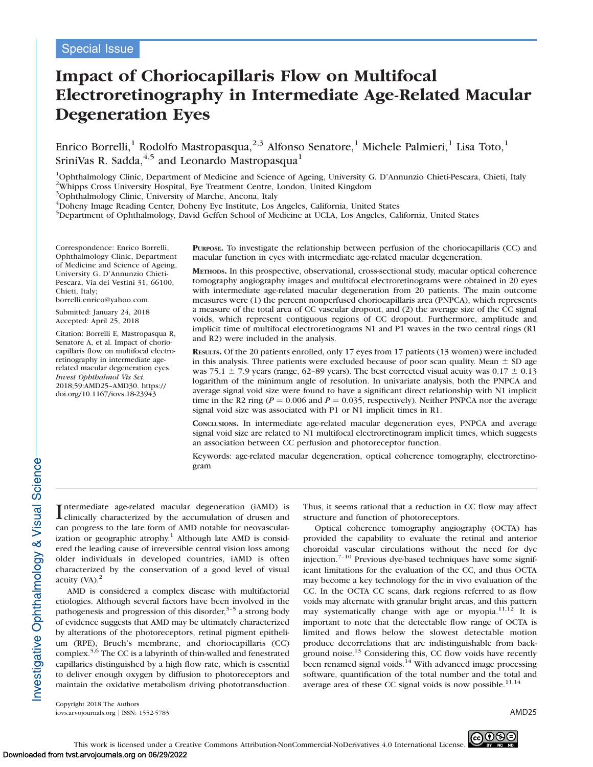Special Issue

# Impact of Choriocapillaris Flow on Multifocal Electroretinography in Intermediate Age-Related Macular Degeneration Eyes

Enrico Borrelli,[1] Rodolfo Mastropasqua,[2,3] Alfonso Senatore,[1] Michele Palmieri,[1] Lisa Toto,[1] SriniVas R. Sadda,[4,5] and Leonardo Mastropasqua[1]

[1]Ophthalmology Clinic, Department of Medicine and Science of Ageing, University G. D'Annunzio Chieti-Pescara, Chieti, Italy
[2]Whipps Cross University Hospital, Eye Treatment Centre, London, United Kingdom
[3]Ophthalmology Clinic, University of Marche, Ancona, Italy
[4]Doheny Image Reading Center, Doheny Eye Institute, Los Angeles, California, United States
[5]Department of Ophthalmology, David Geffen School of Medicine at UCLA, Los Angeles, California, United States

Correspondence: Enrico Borrelli, Ophthalmology Clinic, Department of Medicine and Science of Ageing, University G. D'Annunzio Chieti-Pescara, Via dei Vestini 31, 66100, Chieti, Italy; borrelli.enrico@yahoo.com.

Submitted: January 24, 2018
Accepted: April 25, 2018

Citation: Borrelli E, Mastropasqua R, Senatore A, et al. Impact of choriocapillaris flow on multifocal electroretinography in intermediate age-related macular degeneration eyes. *Invest Ophthalmol Vis Sci.* 2018;59:AMD25–AMD30. https://doi.org/10.1167/iovs.18-23943

**Purpose.** To investigate the relationship between perfusion of the choriocapillaris (CC) and macular function in eyes with intermediate age-related macular degeneration.

**Methods.** In this prospective, observational, cross-sectional study, macular optical coherence tomography angiography images and multifocal electroretinograms were obtained in 20 eyes with intermediate age-related macular degeneration from 20 patients. The main outcome measures were (1) the percent nonperfused choriocapillaris area (PNPCA), which represents a measure of the total area of CC vascular dropout, and (2) the average size of the CC signal voids, which represent contiguous regions of CC dropout. Furthermore, amplitude and implicit time of multifocal electroretinograms N1 and P1 waves in the two central rings (R1 and R2) were included in the analysis.

**Results.** Of the 20 patients enrolled, only 17 eyes from 17 patients (13 women) were included in this analysis. Three patients were excluded because of poor scan quality. Mean ± SD age was 75.1 ± 7.9 years (range, 62–89 years). The best corrected visual acuity was 0.17 ± 0.13 logarithm of the minimum angle of resolution. In univariate analysis, both the PNPCA and average signal void size were found to have a significant direct relationship with N1 implicit time in the R2 ring ($P = 0.006$ and $P = 0.035$, respectively). Neither PNPCA nor the average signal void size was associated with P1 or N1 implicit times in R1.

**Conclusions.** In intermediate age-related macular degeneration eyes, PNPCA and average signal void size are related to N1 multifocal electroretinogram implicit times, which suggests an association between CC perfusion and photoreceptor function.

Keywords: age-related macular degeneration, optical coherence tomography, electroretinogram

Intermediate age-related macular degeneration (iAMD) is clinically characterized by the accumulation of drusen and can progress to the late form of AMD notable for neovascularization or geographic atrophy.[1] Although late AMD is considered the leading cause of irreversible central vision loss among older individuals in developed countries, iAMD is often characterized by the conservation of a good level of visual acuity (VA).[2]

AMD is considered a complex disease with multifactorial etiologies. Although several factors have been involved in the pathogenesis and progression of this disorder,[3–5] a strong body of evidence suggests that AMD may be ultimately characterized by alterations of the photoreceptors, retinal pigment epithelium (RPE), Bruch's membrane, and choriocapillaris (CC) complex.[5,6] The CC is a labyrinth of thin-walled and fenestrated capillaries distinguished by a high flow rate, which is essential to deliver enough oxygen by diffusion to photoreceptors and maintain the oxidative metabolism driving phototransduction. Thus, it seems rational that a reduction in CC flow may affect structure and function of photoreceptors.

Optical coherence tomography angiography (OCTA) has provided the capability to evaluate the retinal and anterior choroidal vascular circulations without the need for dye injection.[7–10] Previous dye-based techniques have some significant limitations for the evaluation of the CC, and thus OCTA may become a key technology for the in vivo evaluation of the CC. In the OCTA CC scans, dark regions referred to as flow voids may alternate with granular bright areas, and this pattern may systematically change with age or myopia.[11,12] It is important to note that the detectable flow range of OCTA is limited and flows below the slowest detectable motion produce decorrelations that are indistinguishable from background noise.[13] Considering this, CC flow voids have recently been renamed signal voids.[14] With advanced image processing software, quantification of the total number and the total and average area of these CC signal voids is now possible.[11,14]

Copyright 2018 The Authors
iovs.arvojournals.org | ISSN: 1552-5783

This work is licensed under a Creative Commons Attribution-NonCommercial-NoDerivatives 4.0 International License.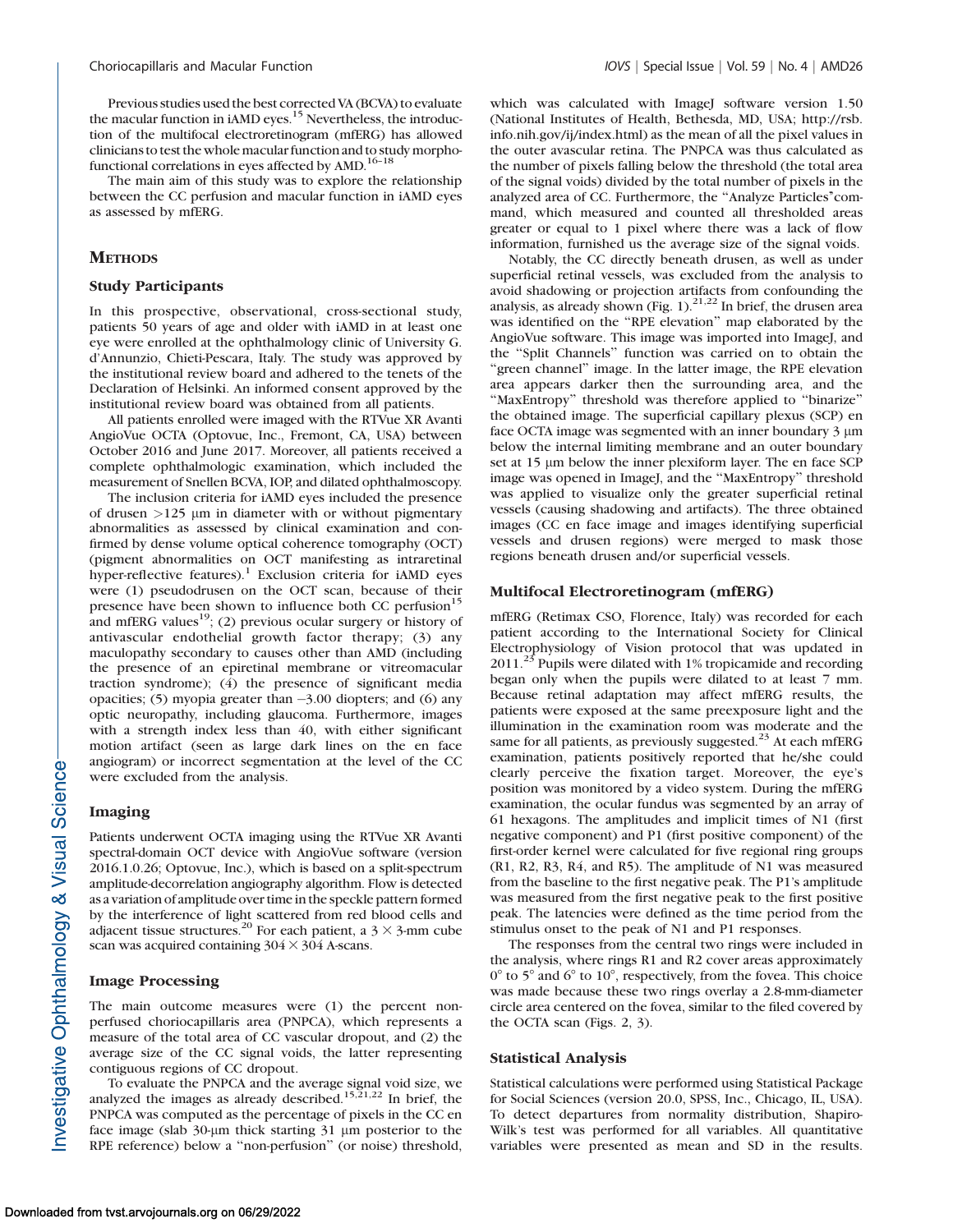Previous studies used the best corrected VA (BCVA) to evaluate the macular function in iAMD eyes.[15] Nevertheless, the introduction of the multifocal electroretinogram (mfERG) has allowed clinicians to test the whole macular function and to study morpho-functional correlations in eyes affected by AMD.[16–18]

The main aim of this study was to explore the relationship between the CC perfusion and macular function in iAMD eyes as assessed by mfERG.

## Methods

### Study Participants

In this prospective, observational, cross-sectional study, patients 50 years of age and older with iAMD in at least one eye were enrolled at the ophthalmology clinic of University G. d'Annunzio, Chieti-Pescara, Italy. The study was approved by the institutional review board and adhered to the tenets of the Declaration of Helsinki. An informed consent approved by the institutional review board was obtained from all patients.

All patients enrolled were imaged with the RTVue XR Avanti AngioVue OCTA (Optovue, Inc., Fremont, CA, USA) between October 2016 and June 2017. Moreover, all patients received a complete ophthalmologic examination, which included the measurement of Snellen BCVA, IOP, and dilated ophthalmoscopy.

The inclusion criteria for iAMD eyes included the presence of drusen >125 μm in diameter with or without pigmentary abnormalities as assessed by clinical examination and confirmed by dense volume optical coherence tomography (OCT) (pigment abnormalities on OCT manifesting as intraretinal hyper-reflective features).[1] Exclusion criteria for iAMD eyes were (1) pseudodrusen on the OCT scan, because of their presence have been shown to influence both CC perfusion[15] and mfERG values[19]; (2) previous ocular surgery or history of antivascular endothelial growth factor therapy; (3) any maculopathy secondary to causes other than AMD (including the presence of an epiretinal membrane or vitreomacular traction syndrome); (4) the presence of significant media opacities; (5) myopia greater than −3.00 diopters; and (6) any optic neuropathy, including glaucoma. Furthermore, images with a strength index less than 40, with either significant motion artifact (seen as large dark lines on the en face angiogram) or incorrect segmentation at the level of the CC were excluded from the analysis.

### Imaging

Patients underwent OCTA imaging using the RTVue XR Avanti spectral-domain OCT device with AngioVue software (version 2016.1.0.26; Optovue, Inc.), which is based on a split-spectrum amplitude-decorrelation angiography algorithm. Flow is detected as a variation of amplitude over time in the speckle pattern formed by the interference of light scattered from red blood cells and adjacent tissue structures.[20] For each patient, a 3 × 3-mm cube scan was acquired containing 304 × 304 A-scans.

### Image Processing

The main outcome measures were (1) the percent nonperfused choriocapillaris area (PNPCA), which represents a measure of the total area of CC vascular dropout, and (2) the average size of the CC signal voids, the latter representing contiguous regions of CC dropout.

To evaluate the PNPCA and the average signal void size, we analyzed the images as already described.[15,21,22] In brief, the PNPCA was computed as the percentage of pixels in the CC en face image (slab 30-μm thick starting 31 μm posterior to the RPE reference) below a "non-perfusion" (or noise) threshold, which was calculated with ImageJ software version 1.50 (National Institutes of Health, Bethesda, MD, USA; http://rsb.info.nih.gov/ij/index.html) as the mean of all the pixel values in the outer avascular retina. The PNPCA was thus calculated as the number of pixels falling below the threshold (the total area of the signal voids) divided by the total number of pixels in the analyzed area of CC. Furthermore, the "Analyze Particles"command, which measured and counted all thresholded areas greater or equal to 1 pixel where there was a lack of flow information, furnished us the average size of the signal voids.

Notably, the CC directly beneath drusen, as well as under superficial retinal vessels, was excluded from the analysis to avoid shadowing or projection artifacts from confounding the analysis, as already shown (Fig. 1).[21,22] In brief, the drusen area was identified on the "RPE elevation" map elaborated by the AngioVue software. This image was imported into ImageJ, and the "Split Channels" function was carried on to obtain the "green channel" image. In the latter image, the RPE elevation area appears darker then the surrounding area, and the "MaxEntropy" threshold was therefore applied to "binarize" the obtained image. The superficial capillary plexus (SCP) en face OCTA image was segmented with an inner boundary 3 μm below the internal limiting membrane and an outer boundary set at 15 μm below the inner plexiform layer. The en face SCP image was opened in ImageJ, and the "MaxEntropy" threshold was applied to visualize only the greater superficial retinal vessels (causing shadowing and artifacts). The three obtained images (CC en face image and images identifying superficial vessels and drusen regions) were merged to mask those regions beneath drusen and/or superficial vessels.

### Multifocal Electroretinogram (mfERG)

mfERG (Retimax CSO, Florence, Italy) was recorded for each patient according to the International Society for Clinical Electrophysiology of Vision protocol that was updated in 2011.[23] Pupils were dilated with 1% tropicamide and recording began only when the pupils were dilated to at least 7 mm. Because retinal adaptation may affect mfERG results, the patients were exposed at the same preexposure light and the illumination in the examination room was moderate and the same for all patients, as previously suggested.[23] At each mfERG examination, patients positively reported that he/she could clearly perceive the fixation target. Moreover, the eye's position was monitored by a video system. During the mfERG examination, the ocular fundus was segmented by an array of 61 hexagons. The amplitudes and implicit times of N1 (first negative component) and P1 (first positive component) of the first-order kernel were calculated for five regional ring groups (R1, R2, R3, R4, and R5). The amplitude of N1 was measured from the baseline to the first negative peak. The P1's amplitude was measured from the first negative peak to the first positive peak. The latencies were defined as the time period from the stimulus onset to the peak of N1 and P1 responses.

The responses from the central two rings were included in the analysis, where rings R1 and R2 cover areas approximately 0° to 5° and 6° to 10°, respectively, from the fovea. This choice was made because these two rings overlay a 2.8-mm-diameter circle area centered on the fovea, similar to the filed covered by the OCTA scan (Figs. 2, 3).

### Statistical Analysis

Statistical calculations were performed using Statistical Package for Social Sciences (version 20.0, SPSS, Inc., Chicago, IL, USA). To detect departures from normality distribution, Shapiro-Wilk's test was performed for all variables. All quantitative variables were presented as mean and SD in the results.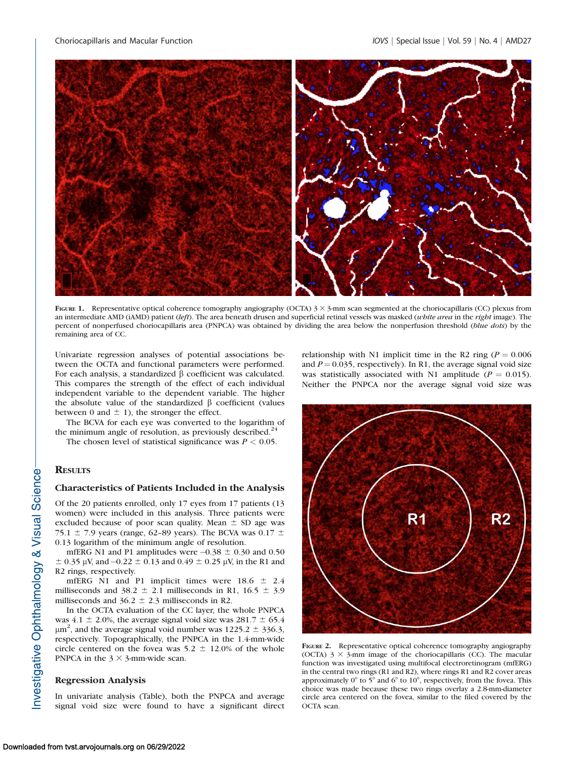FIGURE 1. Representative optical coherence tomography angiography (OCTA) 3 × 3-mm scan segmented at the choriocapillaris (CC) plexus from an intermediate AMD (iAMD) patient (*left*). The area beneath drusen and superficial retinal vessels was masked (*white area* in the *right* image). The percent of nonperfused choriocapillaris area (PNPCA) was obtained by dividing the area below the nonperfusion threshold (*blue dots*) by the remaining area of CC.

Univariate regression analyses of potential associations between the OCTA and functional parameters were performed. For each analysis, a standardized β coefficient was calculated. This compares the strength of the effect of each individual independent variable to the dependent variable. The higher the absolute value of the standardized β coefficient (values between 0 and ± 1), the stronger the effect.

The BCVA for each eye was converted to the logarithm of the minimum angle of resolution, as previously described.[24]

The chosen level of statistical significance was $P < 0.05$.

## RESULTS

### Characteristics of Patients Included in the Analysis

Of the 20 patients enrolled, only 17 eyes from 17 patients (13 women) were included in this analysis. Three patients were excluded because of poor scan quality. Mean ± SD age was 75.1 ± 7.9 years (range, 62–89 years). The BCVA was 0.17 ± 0.13 logarithm of the minimum angle of resolution.

mfERG N1 and P1 amplitudes were −0.38 ± 0.30 and 0.50 ± 0.35 μV, and −0.22 ± 0.13 and 0.49 ± 0.25 μV, in the R1 and R2 rings, respectively.

mfERG N1 and P1 implicit times were 18.6 ± 2.4 milliseconds and 38.2 ± 2.1 milliseconds in R1, 16.5 ± 3.9 milliseconds and 36.2 ± 2.3 milliseconds in R2.

In the OCTA evaluation of the CC layer, the whole PNPCA was 4.1 ± 2.0%, the average signal void size was 281.7 ± 65.4 $\mu m^2$, and the average signal void number was 1225.2 ± 336.3, respectively. Topographically, the PNPCA in the 1.4-mm-wide circle centered on the fovea was 5.2 ± 12.0% of the whole PNPCA in the 3 × 3-mm-wide scan.

### Regression Analysis

In univariate analysis (Table), both the PNPCA and average signal void size were found to have a significant direct relationship with N1 implicit time in the R2 ring ($P = 0.006$ and $P = 0.035$, respectively). In R1, the average signal void size was statistically associated with N1 amplitude ($P = 0.015$). Neither the PNPCA nor the average signal void size was

FIGURE 2. Representative optical coherence tomography angiography (OCTA) 3 × 3-mm image of the choriocapillaris (CC). The macular function was investigated using multifocal electroretinogram (mfERG) in the central two rings (R1 and R2), where rings R1 and R2 cover areas approximately 0° to 5° and 6° to 10°, respectively, from the fovea. This choice was made because these two rings overlay a 2.8-mm-diameter circle area centered on the fovea, similar to the filed covered by the OCTA scan.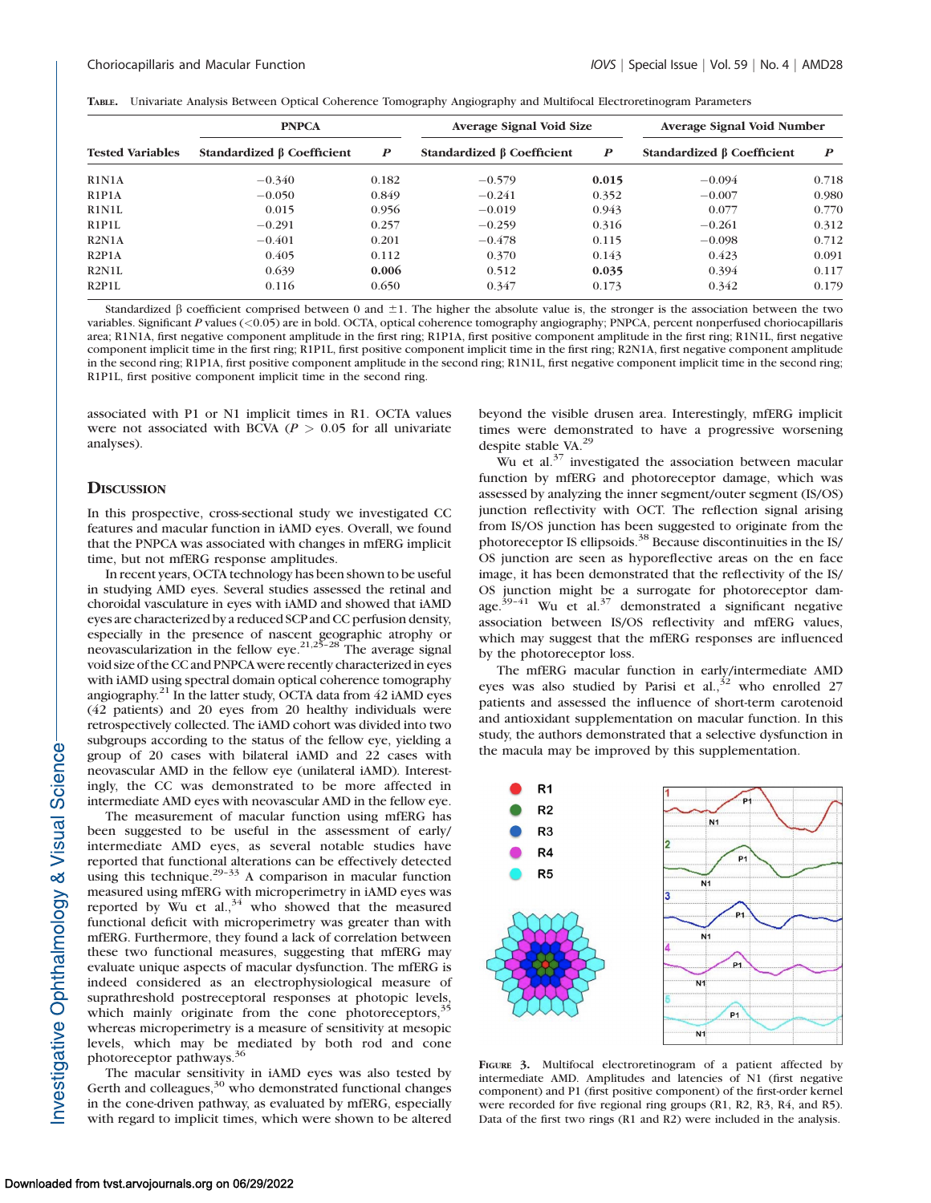TABLE. Univariate Analysis Between Optical Coherence Tomography Angiography and Multifocal Electroretinogram Parameters

| Tested Variables | PNPCA | | Average Signal Void Size | | Average Signal Void Number | |
|---|---|---|---|---|---|---|
| | Standardized β Coefficient | P | Standardized β Coefficient | P | Standardized β Coefficient | P |
| R1N1A | −0.340 | 0.182 | −0.579 | **0.015** | −0.094 | 0.718 |
| R1P1A | −0.050 | 0.849 | −0.241 | 0.352 | −0.007 | 0.980 |
| R1N1L | 0.015 | 0.956 | −0.019 | 0.943 | 0.077 | 0.770 |
| R1P1L | −0.291 | 0.257 | −0.259 | 0.316 | −0.261 | 0.312 |
| R2N1A | −0.401 | 0.201 | −0.478 | 0.115 | −0.098 | 0.712 |
| R2P1A | 0.405 | 0.112 | 0.370 | 0.143 | 0.423 | 0.091 |
| R2N1L | 0.639 | **0.006** | 0.512 | **0.035** | 0.394 | 0.117 |
| R2P1L | 0.116 | 0.650 | 0.347 | 0.173 | 0.342 | 0.179 |

Standardized β coefficient comprised between 0 and ±1. The higher the absolute value is, the stronger is the association between the two variables. Significant P values (<0.05) are in bold. OCTA, optical coherence tomography angiography; PNPCA, percent nonperfused choriocapillaris area; R1N1A, first negative component amplitude in the first ring; R1P1A, first positive component amplitude in the first ring; R1N1L, first negative component implicit time in the first ring; R1P1L, first positive component implicit time in the first ring; R2N1A, first negative component amplitude in the second ring; R1P1A, first positive component amplitude in the second ring; R1N1L, first negative component implicit time in the second ring; R1P1L, first positive component implicit time in the second ring.

associated with P1 or N1 implicit times in R1. OCTA values were not associated with BCVA ($P > 0.05$ for all univariate analyses).

## Discussion

In this prospective, cross-sectional study we investigated CC features and macular function in iAMD eyes. Overall, we found that the PNPCA was associated with changes in mfERG implicit time, but not mfERG response amplitudes.

In recent years, OCTA technology has been shown to be useful in studying AMD eyes. Several studies assessed the retinal and choroidal vasculature in eyes with iAMD and showed that iAMD eyes are characterized by a reduced SCP and CC perfusion density, especially in the presence of nascent geographic atrophy or neovascularization in the fellow eye.[21,25–28] The average signal void size of the CC and PNPCA were recently characterized in eyes with iAMD using spectral domain optical coherence tomography angiography.[21] In the latter study, OCTA data from 42 iAMD eyes (42 patients) and 20 eyes from 20 healthy individuals were retrospectively collected. The iAMD cohort was divided into two subgroups according to the status of the fellow eye, yielding a group of 20 cases with bilateral iAMD and 22 cases with neovascular AMD in the fellow eye (unilateral iAMD). Interestingly, the CC was demonstrated to be more affected in intermediate AMD eyes with neovascular AMD in the fellow eye.

The measurement of macular function using mfERG has been suggested to be useful in the assessment of early/intermediate AMD eyes, as several notable studies have reported that functional alterations can be effectively detected using this technique.[29–33] A comparison in macular function measured using mfERG with microperimetry in iAMD eyes was reported by Wu et al.,[34] who showed that the measured functional deficit with microperimetry was greater than with mfERG. Furthermore, they found a lack of correlation between these two functional measures, suggesting that mfERG may evaluate unique aspects of macular dysfunction. The mfERG is indeed considered as an electrophysiological measure of suprathreshold postreceptoral responses at photopic levels, which mainly originate from the cone photoreceptors,[35] whereas microperimetry is a measure of sensitivity at mesopic levels, which may be mediated by both rod and cone photoreceptor pathways.[36]

The macular sensitivity in iAMD eyes was also tested by Gerth and colleagues,[30] who demonstrated functional changes in the cone-driven pathway, as evaluated by mfERG, especially with regard to implicit times, which were shown to be altered beyond the visible drusen area. Interestingly, mfERG implicit times were demonstrated to have a progressive worsening despite stable VA.[29]

Wu et al.[37] investigated the association between macular function by mfERG and photoreceptor damage, which was assessed by analyzing the inner segment/outer segment (IS/OS) junction reflectivity with OCT. The reflection signal arising from IS/OS junction has been suggested to originate from the photoreceptor IS ellipsoids.[38] Because discontinuities in the IS/OS junction are seen as hyporeflective areas on the en face image, it has been demonstrated that the reflectivity of the IS/OS junction might be a surrogate for photoreceptor damage.[39–41] Wu et al.[37] demonstrated a significant negative association between IS/OS reflectivity and mfERG values, which may suggest that the mfERG responses are influenced by the photoreceptor loss.

The mfERG macular function in early/intermediate AMD eyes was also studied by Parisi et al.,[32] who enrolled 27 patients and assessed the influence of short-term carotenoid and antioxidant supplementation on macular function. In this study, the authors demonstrated that a selective dysfunction in the macula may be improved by this supplementation.

FIGURE 3. Multifocal electroretinogram of a patient affected by intermediate AMD. Amplitudes and latencies of N1 (first negative component) and P1 (first positive component) of the first-order kernel were recorded for five regional ring groups (R1, R2, R3, R4, and R5). Data of the first two rings (R1 and R2) were included in the analysis.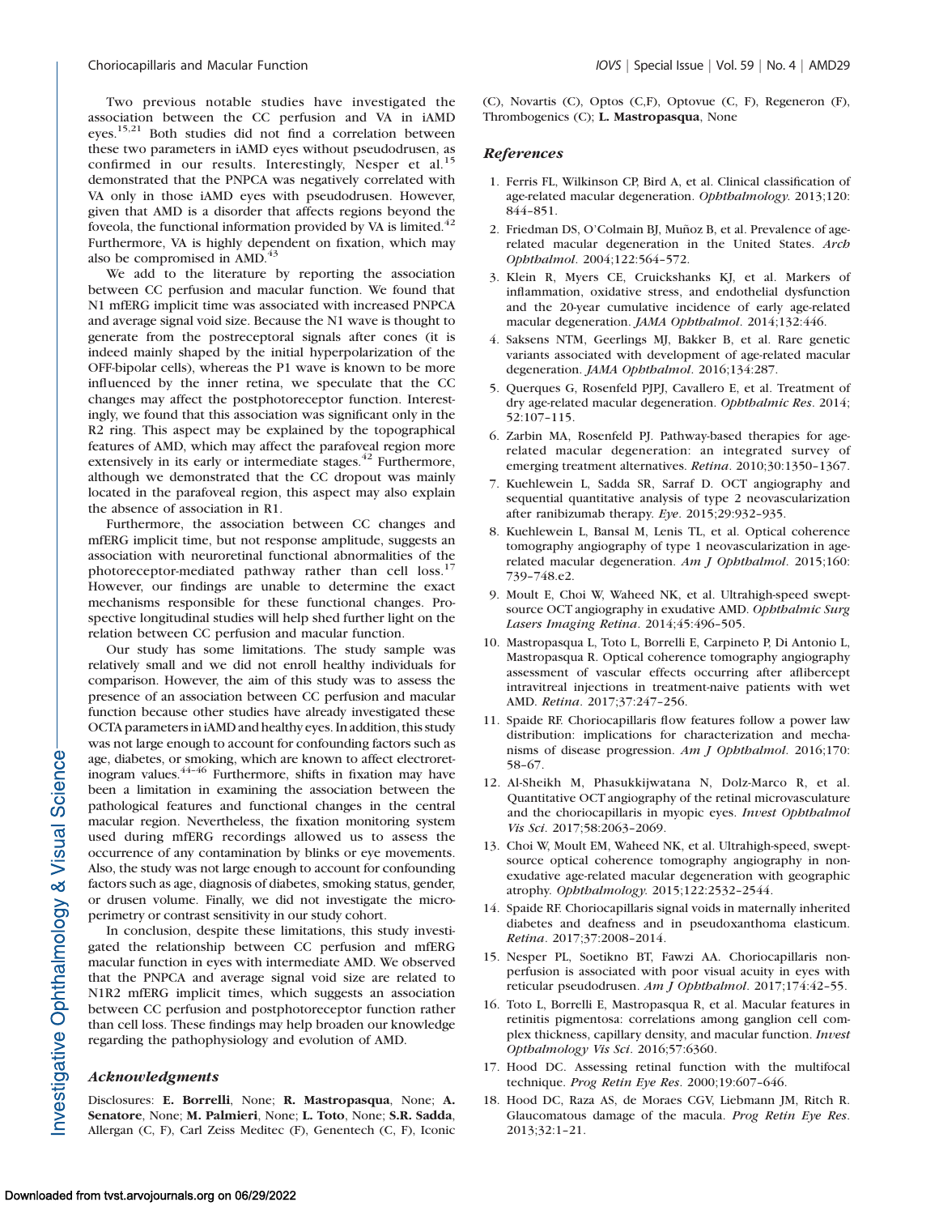Two previous notable studies have investigated the association between the CC perfusion and VA in iAMD eyes.[15,21] Both studies did not find a correlation between these two parameters in iAMD eyes without pseudodrusen, as confirmed in our results. Interestingly, Nesper et al.[15] demonstrated that the PNPCA was negatively correlated with VA only in those iAMD eyes with pseudodrusen. However, given that AMD is a disorder that affects regions beyond the foveola, the functional information provided by VA is limited.[42] Furthermore, VA is highly dependent on fixation, which may also be compromised in AMD.[43]

We add to the literature by reporting the association between CC perfusion and macular function. We found that N1 mfERG implicit time was associated with increased PNPCA and average signal void size. Because the N1 wave is thought to generate from the postreceptoral signals after cones (it is indeed mainly shaped by the initial hyperpolarization of the OFF-bipolar cells), whereas the P1 wave is known to be more influenced by the inner retina, we speculate that the CC changes may affect the postphotoreceptor function. Interestingly, we found that this association was significant only in the R2 ring. This aspect may be explained by the topographical features of AMD, which may affect the parafoveal region more extensively in its early or intermediate stages.[42] Furthermore, although we demonstrated that the CC dropout was mainly located in the parafoveal region, this aspect may also explain the absence of association in R1.

Furthermore, the association between CC changes and mfERG implicit time, but not response amplitude, suggests an association with neuroretinal functional abnormalities of the photoreceptor-mediated pathway rather than cell loss.[17] However, our findings are unable to determine the exact mechanisms responsible for these functional changes. Prospective longitudinal studies will help shed further light on the relation between CC perfusion and macular function.

Our study has some limitations. The study sample was relatively small and we did not enroll healthy individuals for comparison. However, the aim of this study was to assess the presence of an association between CC perfusion and macular function because other studies have already investigated these OCTA parameters in iAMD and healthy eyes. In addition, this study was not large enough to account for confounding factors such as age, diabetes, or smoking, which are known to affect electroretinogram values.[44–46] Furthermore, shifts in fixation may have been a limitation in examining the association between the pathological features and functional changes in the central macular region. Nevertheless, the fixation monitoring system used during mfERG recordings allowed us to assess the occurrence of any contamination by blinks or eye movements. Also, the study was not large enough to account for confounding factors such as age, diagnosis of diabetes, smoking status, gender, or drusen volume. Finally, we did not investigate the microperimetry or contrast sensitivity in our study cohort.

In conclusion, despite these limitations, this study investigated the relationship between CC perfusion and mfERG macular function in eyes with intermediate AMD. We observed that the PNPCA and average signal void size are related to N1R2 mfERG implicit times, which suggests an association between CC perfusion and postphotoreceptor function rather than cell loss. These findings may help broaden our knowledge regarding the pathophysiology and evolution of AMD.

### *Acknowledgments*

Disclosures: **E. Borrelli**, None; **R. Mastropasqua**, None; **A. Senatore**, None; **M. Palmieri**, None; **L. Toto**, None; **S.R. Sadda**, Allergan (C, F), Carl Zeiss Meditec (F), Genentech (C, F), Iconic (C), Novartis (C), Optos (C,F), Optovue (C, F), Regeneron (F), Thrombogenics (C); **L. Mastropasqua**, None

### *References*

1. Ferris FL, Wilkinson CP, Bird A, et al. Clinical classification of age-related macular degeneration. *Ophthalmology*. 2013;120: 844–851.
2. Friedman DS, O'Colmain BJ, Muñoz B, et al. Prevalence of age-related macular degeneration in the United States. *Arch Ophthalmol*. 2004;122:564–572.
3. Klein R, Myers CE, Cruickshanks KJ, et al. Markers of inflammation, oxidative stress, and endothelial dysfunction and the 20-year cumulative incidence of early age-related macular degeneration. *JAMA Ophthalmol*. 2014;132:446.
4. Saksens NTM, Geerlings MJ, Bakker B, et al. Rare genetic variants associated with development of age-related macular degeneration. *JAMA Ophthalmol*. 2016;134:287.
5. Querques G, Rosenfeld PJPJ, Cavallero E, et al. Treatment of dry age-related macular degeneration. *Ophthalmic Res*. 2014; 52:107–115.
6. Zarbin MA, Rosenfeld PJ. Pathway-based therapies for age-related macular degeneration: an integrated survey of emerging treatment alternatives. *Retina*. 2010;30:1350–1367.
7. Kuehlewein L, Sadda SR, Sarraf D. OCT angiography and sequential quantitative analysis of type 2 neovascularization after ranibizumab therapy. *Eye*. 2015;29:932–935.
8. Kuehlewein L, Bansal M, Lenis TL, et al. Optical coherence tomography angiography of type 1 neovascularization in age-related macular degeneration. *Am J Ophthalmol*. 2015;160: 739–748.e2.
9. Moult E, Choi W, Waheed NK, et al. Ultrahigh-speed swept-source OCT angiography in exudative AMD. *Ophthalmic Surg Lasers Imaging Retina*. 2014;45:496–505.
10. Mastropasqua L, Toto L, Borrelli E, Carpineto P, Di Antonio L, Mastropasqua R. Optical coherence tomography angiography assessment of vascular effects occurring after aflibercept intravitreal injections in treatment-naive patients with wet AMD. *Retina*. 2017;37:247–256.
11. Spaide RF. Choriocapillaris flow features follow a power law distribution: implications for characterization and mechanisms of disease progression. *Am J Ophthalmol*. 2016;170: 58–67.
12. Al-Sheikh M, Phasukkijwatana N, Dolz-Marco R, et al. Quantitative OCT angiography of the retinal microvasculature and the choriocapillaris in myopic eyes. *Invest Ophthalmol Vis Sci*. 2017;58:2063–2069.
13. Choi W, Moult EM, Waheed NK, et al. Ultrahigh-speed, swept-source optical coherence tomography angiography in non-exudative age-related macular degeneration with geographic atrophy. *Ophthalmology*. 2015;122:2532–2544.
14. Spaide RF. Choriocapillaris signal voids in maternally inherited diabetes and deafness and in pseudoxanthoma elasticum. *Retina*. 2017;37:2008–2014.
15. Nesper PL, Soetikno BT, Fawzi AA. Choriocapillaris non-perfusion is associated with poor visual acuity in eyes with reticular pseudodrusen. *Am J Ophthalmol*. 2017;174:42–55.
16. Toto L, Borrelli E, Mastropasqua R, et al. Macular features in retinitis pigmentosa: correlations among ganglion cell complex thickness, capillary density, and macular function. *Invest Opthalmology Vis Sci*. 2016;57:6360.
17. Hood DC. Assessing retinal function with the multifocal technique. *Prog Retin Eye Res*. 2000;19:607–646.
18. Hood DC, Raza AS, de Moraes CGV, Liebmann JM, Ritch R. Glaucomatous damage of the macula. *Prog Retin Eye Res*. 2013;32:1–21.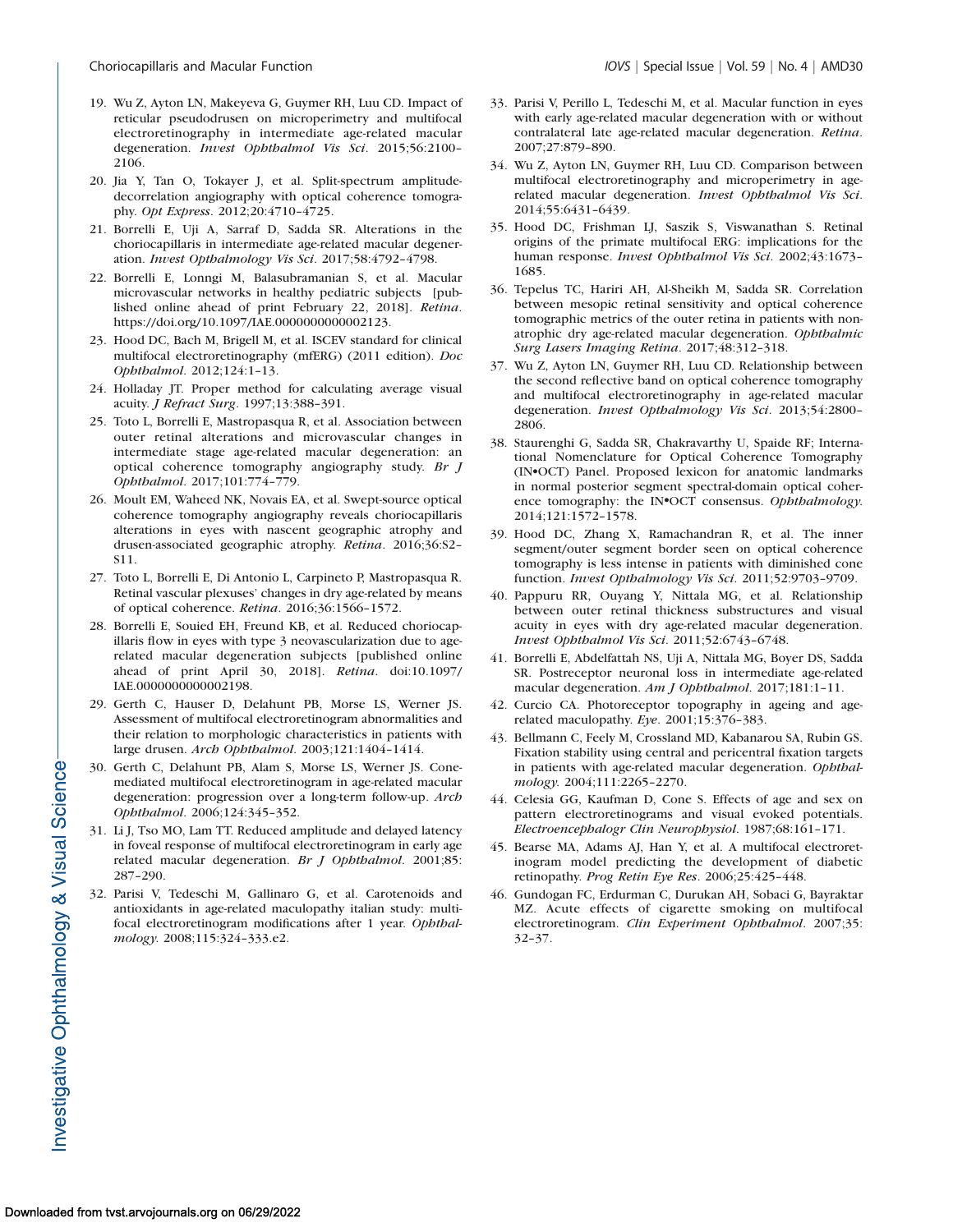19. Wu Z, Ayton LN, Makeyeva G, Guymer RH, Luu CD. Impact of reticular pseudodrusen on microperimetry and multifocal electroretinography in intermediate age-related macular degeneration. *Invest Ophthalmol Vis Sci*. 2015;56:2100–2106.
20. Jia Y, Tan O, Tokayer J, et al. Split-spectrum amplitude-decorrelation angiography with optical coherence tomography. *Opt Express*. 2012;20:4710–4725.
21. Borrelli E, Uji A, Sarraf D, Sadda SR. Alterations in the choriocapillaris in intermediate age-related macular degeneration. *Invest Opthalmology Vis Sci*. 2017;58:4792–4798.
22. Borrelli E, Lonngi M, Balasubramanian S, et al. Macular microvascular networks in healthy pediatric subjects [published online ahead of print February 22, 2018]. *Retina*. https://doi.org/10.1097/IAE.0000000000002123.
23. Hood DC, Bach M, Brigell M, et al. ISCEV standard for clinical multifocal electroretinography (mfERG) (2011 edition). *Doc Ophthalmol*. 2012;124:1–13.
24. Holladay JT. Proper method for calculating average visual acuity. *J Refract Surg*. 1997;13:388–391.
25. Toto L, Borrelli E, Mastropasqua R, et al. Association between outer retinal alterations and microvascular changes in intermediate stage age-related macular degeneration: an optical coherence tomography angiography study. *Br J Ophthalmol*. 2017;101:774–779.
26. Moult EM, Waheed NK, Novais EA, et al. Swept-source optical coherence tomography angiography reveals choriocapillaris alterations in eyes with nascent geographic atrophy and drusen-associated geographic atrophy. *Retina*. 2016;36:S2–S11.
27. Toto L, Borrelli E, Di Antonio L, Carpineto P, Mastropasqua R. Retinal vascular plexuses' changes in dry age-related by means of optical coherence. *Retina*. 2016;36:1566–1572.
28. Borrelli E, Souied EH, Freund KB, et al. Reduced choriocapillaris flow in eyes with type 3 neovascularization due to age-related macular degeneration subjects [published online ahead of print April 30, 2018]. *Retina*. doi:10.1097/IAE.0000000000002198.
29. Gerth C, Hauser D, Delahunt PB, Morse LS, Werner JS. Assessment of multifocal electroretinogram abnormalities and their relation to morphologic characteristics in patients with large drusen. *Arch Ophthalmol*. 2003;121:1404–1414.
30. Gerth C, Delahunt PB, Alam S, Morse LS, Werner JS. Cone-mediated multifocal electroretinogram in age-related macular degeneration: progression over a long-term follow-up. *Arch Ophthalmol*. 2006;124:345–352.
31. Li J, Tso MO, Lam TT. Reduced amplitude and delayed latency in foveal response of multifocal electroretinogram in early age related macular degeneration. *Br J Ophthalmol*. 2001;85:287–290.
32. Parisi V, Tedeschi M, Gallinaro G, et al. Carotenoids and antioxidants in age-related maculopathy italian study: multifocal electroretinogram modifications after 1 year. *Ophthalmology*. 2008;115:324–333.e2.
33. Parisi V, Perillo L, Tedeschi M, et al. Macular function in eyes with early age-related macular degeneration with or without contralateral late age-related macular degeneration. *Retina*. 2007;27:879–890.
34. Wu Z, Ayton LN, Guymer RH, Luu CD. Comparison between multifocal electroretinography and microperimetry in age-related macular degeneration. *Invest Ophthalmol Vis Sci*. 2014;55:6431–6439.
35. Hood DC, Frishman LJ, Saszik S, Viswanathan S. Retinal origins of the primate multifocal ERG: implications for the human response. *Invest Ophthalmol Vis Sci*. 2002;43:1673–1685.
36. Tepelus TC, Hariri AH, Al-Sheikh M, Sadda SR. Correlation between mesopic retinal sensitivity and optical coherence tomographic metrics of the outer retina in patients with non-atrophic dry age-related macular degeneration. *Ophthalmic Surg Lasers Imaging Retina*. 2017;48:312–318.
37. Wu Z, Ayton LN, Guymer RH, Luu CD. Relationship between the second reflective band on optical coherence tomography and multifocal electroretinography in age-related macular degeneration. *Invest Opthalmology Vis Sci*. 2013;54:2800–2806.
38. Staurenghi G, Sadda SR, Chakravarthy U, Spaide RF; International Nomenclature for Optical Coherence Tomography (IN•OCT) Panel. Proposed lexicon for anatomic landmarks in normal posterior segment spectral-domain optical coherence tomography: the IN•OCT consensus. *Ophthalmology*. 2014;121:1572–1578.
39. Hood DC, Zhang X, Ramachandran R, et al. The inner segment/outer segment border seen on optical coherence tomography is less intense in patients with diminished cone function. *Invest Opthalmology Vis Sci*. 2011;52:9703–9709.
40. Pappuru RR, Ouyang Y, Nittala MG, et al. Relationship between outer retinal thickness substructures and visual acuity in eyes with dry age-related macular degeneration. *Invest Ophthalmol Vis Sci*. 2011;52:6743–6748.
41. Borrelli E, Abdelfattah NS, Uji A, Nittala MG, Boyer DS, Sadda SR. Postreceptor neuronal loss in intermediate age-related macular degeneration. *Am J Ophthalmol*. 2017;181:1–11.
42. Curcio CA. Photoreceptor topography in ageing and age-related maculopathy. *Eye*. 2001;15:376–383.
43. Bellmann C, Feely M, Crossland MD, Kabanarou SA, Rubin GS. Fixation stability using central and pericentral fixation targets in patients with age-related macular degeneration. *Ophthalmology*. 2004;111:2265–2270.
44. Celesia GG, Kaufman D, Cone S. Effects of age and sex on pattern electroretinograms and visual evoked potentials. *Electroencephalogr Clin Neurophysiol*. 1987;68:161–171.
45. Bearse MA, Adams AJ, Han Y, et al. A multifocal electroretinogram model predicting the development of diabetic retinopathy. *Prog Retin Eye Res*. 2006;25:425–448.
46. Gundogan FC, Erdurman C, Durukan AH, Sobaci G, Bayraktar MZ. Acute effects of cigarette smoking on multifocal electroretinogram. *Clin Experiment Ophthalmol*. 2007;35:32–37.